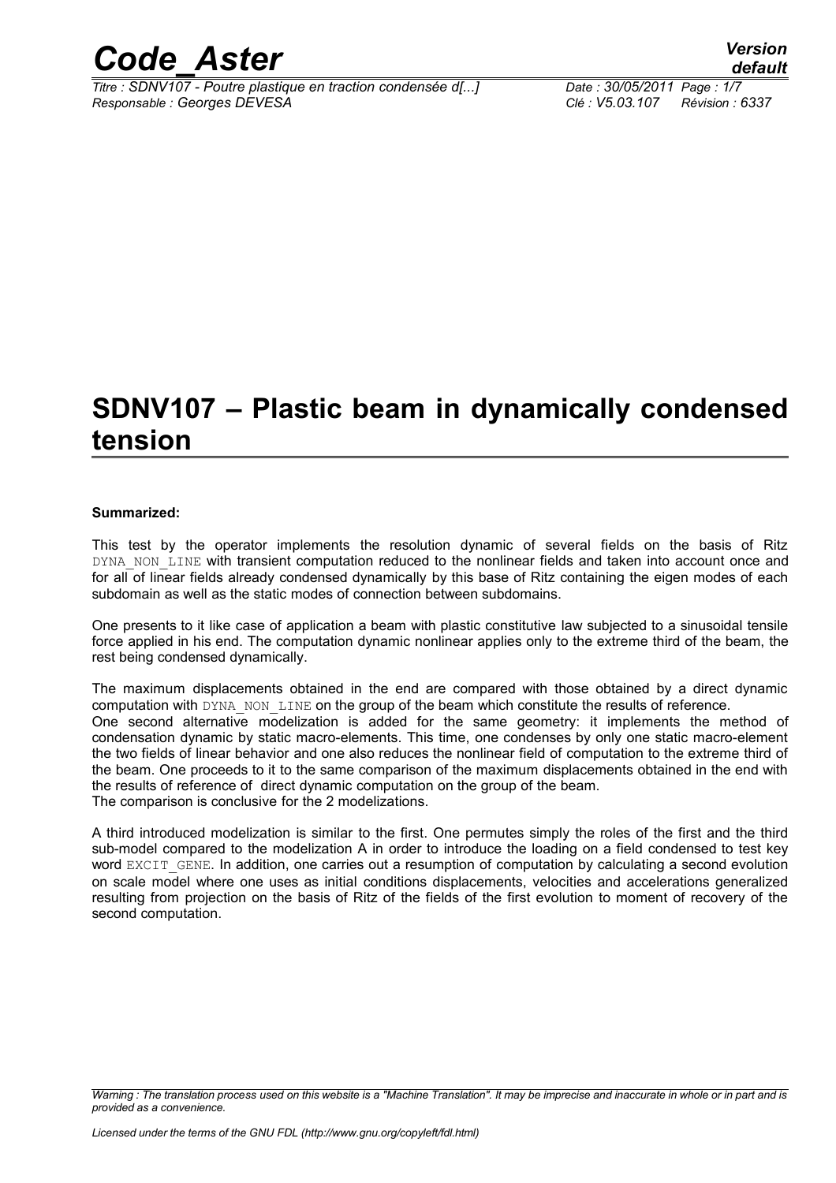# SDNV107 – Plastic beam in dynamically condensed tension

**Summarized:**

This test by the operator implements the resolution dynamic of several fields on the basis of Ritz DYNA_NON_LINE with transient computation reduced to the nonlinear fields and taken into account once and for all of linear fields already condensed dynamically by this base of Ritz containing the eigen modes of each subdomain as well as the static modes of connection between subdomains.

One presents to it like case of application a beam with plastic constitutive law subjected to a sinusoidal tensile force applied in his end. The computation dynamic nonlinear applies only to the extreme third of the beam, the rest being condensed dynamically.

The maximum displacements obtained in the end are compared with those obtained by a direct dynamic computation with DYNA_NON_LINE on the group of the beam which constitute the results of reference.
One second alternative modelization is added for the same geometry: it implements the method of condensation dynamic by static macro-elements. This time, one condenses by only one static macro-element the two fields of linear behavior and one also reduces the nonlinear field of computation to the extreme third of the beam. One proceeds to it to the same comparison of the maximum displacements obtained in the end with the results of reference of direct dynamic computation on the group of the beam.
The comparison is conclusive for the 2 modelizations.

A third introduced modelization is similar to the first. One permutes simply the roles of the first and the third sub-model compared to the modelization A in order to introduce the loading on a field condensed to test key word EXCIT_GENE. In addition, one carries out a resumption of computation by calculating a second evolution on scale model where one uses as initial conditions displacements, velocities and accelerations generalized resulting from projection on the basis of Ritz of the fields of the first evolution to moment of recovery of the second computation.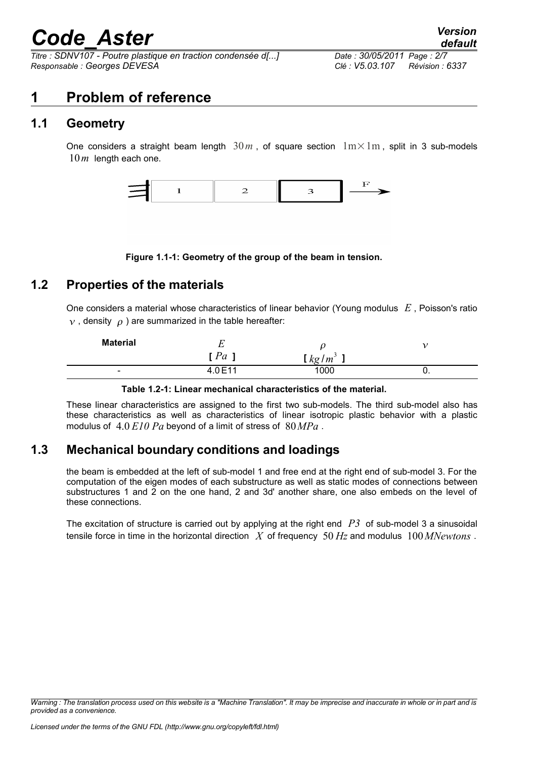# 1 Problem of reference

## 1.1 Geometry

One considers a straight beam length $30\,m$, of square section $1\mathrm{m}\times 1\mathrm{m}$, split in 3 sub-models $10\,m$ length each one.

**Figure 1.1-1: Geometry of the group of the beam in tension.**

## 1.2 Properties of the materials

One considers a material whose characteristics of linear behavior (Young modulus $E$, Poisson's ratio $\nu$, density $\rho$) are summarized in the table hereafter:

| Material | $E$ [ $Pa$ ] | $\rho$ [ $kg/m^3$ ] | $\nu$ |
|---|---|---|---|
| - | 4.0E11 | 1000 | 0. |

**Table 1.2-1: Linear mechanical characteristics of the material.**

These linear characteristics are assigned to the first two sub-models. The third sub-model also has these characteristics as well as characteristics of linear isotropic plastic behavior with a plastic modulus of $4.0\,E10\ Pa$ beyond of a limit of stress of $80\,MPa$.

## 1.3 Mechanical boundary conditions and loadings

the beam is embedded at the left of sub-model 1 and free end at the right end of sub-model 3. For the computation of the eigen modes of each substructure as well as static modes of connections between substructures 1 and 2 on the one hand, 2 and 3d' another share, one also embeds on the level of these connections.

The excitation of structure is carried out by applying at the right end $P3$ of sub-model 3 a sinusoidal tensile force in time in the horizontal direction $X$ of frequency $50\,Hz$ and modulus $100\,MNewtons$.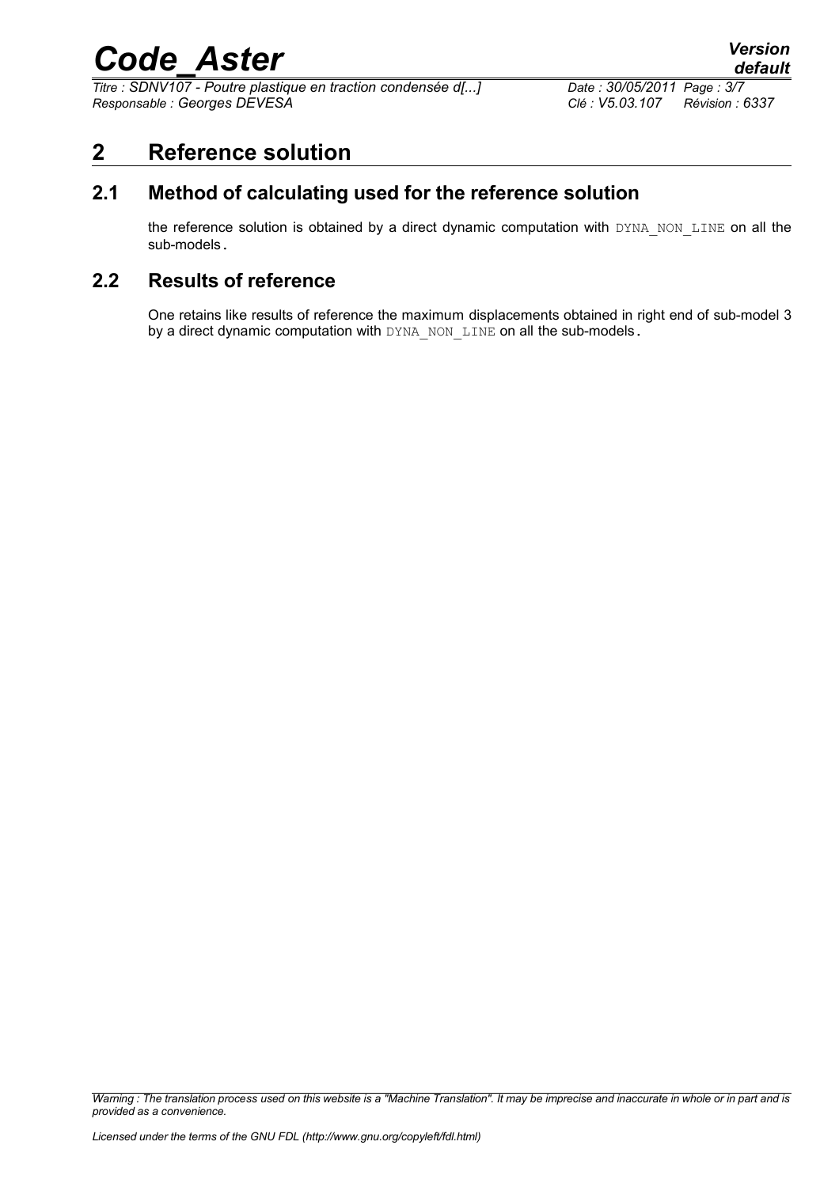# 2 Reference solution

## 2.1 Method of calculating used for the reference solution

the reference solution is obtained by a direct dynamic computation with DYNA_NON_LINE on all the sub-models.

## 2.2 Results of reference

One retains like results of reference the maximum displacements obtained in right end of sub-model 3 by a direct dynamic computation with DYNA_NON_LINE on all the sub-models.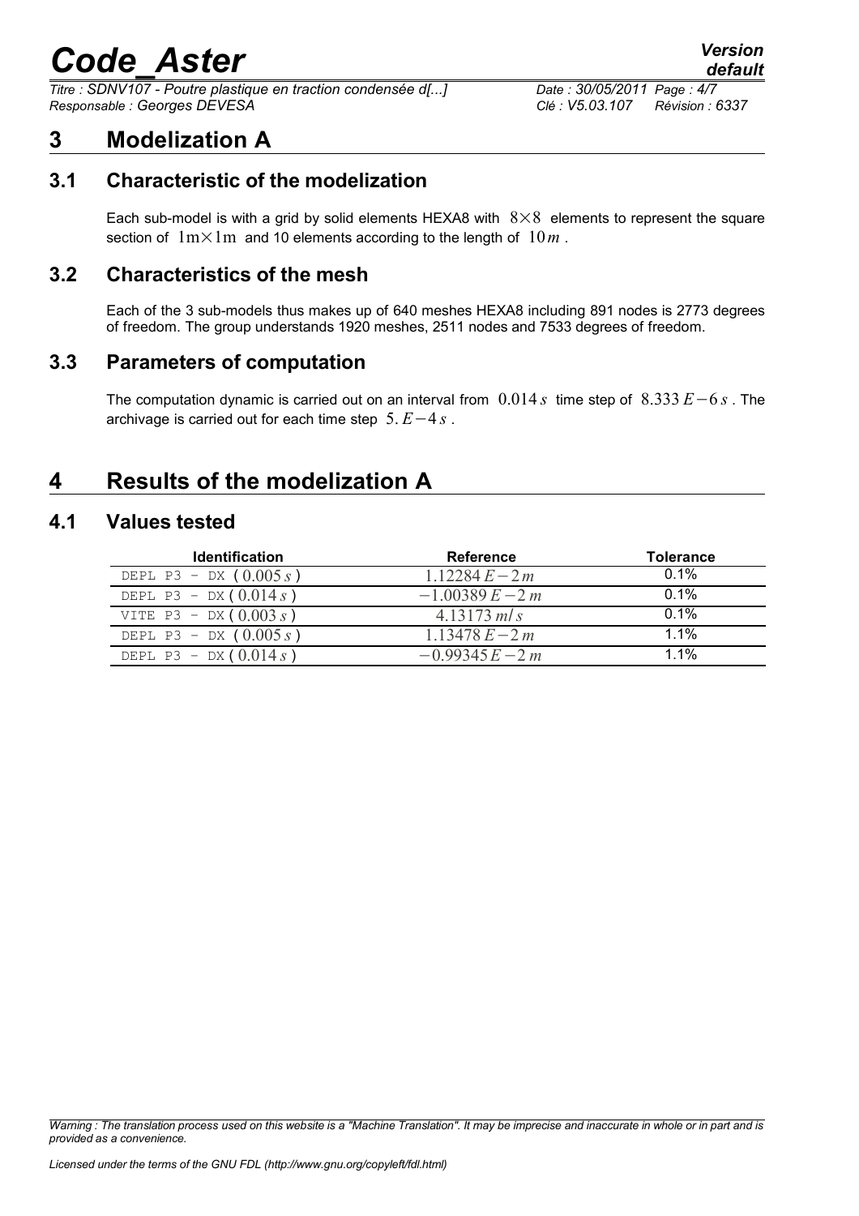# 3 Modelization A

## 3.1 Characteristic of the modelization

Each sub-model is with a grid by solid elements HEXA8 with $8 \times 8$ elements to represent the square section of $1\mathrm{m} \times 1\mathrm{m}$ and 10 elements according to the length of $10\,m$.

## 3.2 Characteristics of the mesh

Each of the 3 sub-models thus makes up of 640 meshes HEXA8 including 891 nodes is 2773 degrees of freedom. The group understands 1920 meshes, 2511 nodes and 7533 degrees of freedom.

## 3.3 Parameters of computation

The computation dynamic is carried out on an interval from $0.014\,s$ time step of $8.333\,E-6\,s$. The archivage is carried out for each time step $5.\,E-4\,s$.

# 4 Results of the modelization A

## 4.1 Values tested

| Identification | Reference | Tolerance |
|---|---|---|
| DEPL P3 – DX ($0.005\,s$) | $1.12284\,E-2\,m$ | 0.1% |
| DEPL P3 – DX ($0.014\,s$) | $-1.00389\,E-2\,m$ | 0.1% |
| VITE P3 – DX ($0.003\,s$) | $4.13173\,m/s$ | 0.1% |
| DEPL P3 – DX ($0.005\,s$) | $1.13478\,E-2\,m$ | 1.1% |
| DEPL P3 – DX ($0.014\,s$) | $-0.99345\,E-2\,m$ | 1.1% |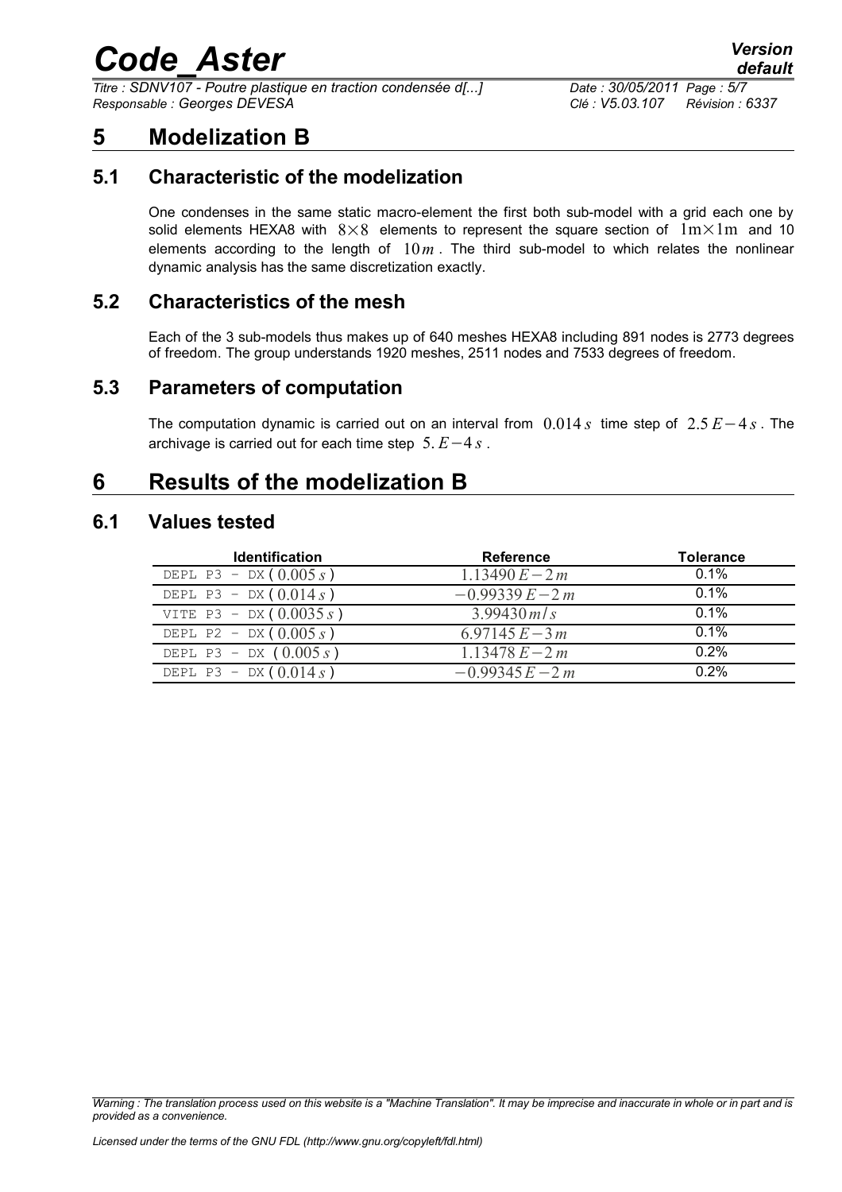# 5 Modelization B

## 5.1 Characteristic of the modelization

One condenses in the same static macro-element the first both sub-model with a grid each one by solid elements HEXA8 with $8 \times 8$ elements to represent the square section of $1\text{m} \times 1\text{m}$ and 10 elements according to the length of $10\,m$. The third sub-model to which relates the nonlinear dynamic analysis has the same discretization exactly.

## 5.2 Characteristics of the mesh

Each of the 3 sub-models thus makes up of 640 meshes HEXA8 including 891 nodes is 2773 degrees of freedom. The group understands 1920 meshes, 2511 nodes and 7533 degrees of freedom.

## 5.3 Parameters of computation

The computation dynamic is carried out on an interval from $0.014\,s$ time step of $2.5\,E-4\,s$. The archivage is carried out for each time step $5.\,E-4\,s$.

# 6 Results of the modelization B

## 6.1 Values tested

| Identification | Reference | Tolerance |
|---|---|---|
| DEPL P3 - DX ( $0.005\,s$ ) | $1.13490\,E-2\,m$ | 0.1% |
| DEPL P3 - DX ( $0.014\,s$ ) | $-0.99339\,E-2\,m$ | 0.1% |
| VITE P3 - DX ( $0.0035\,s$ ) | $3.99430\,m/s$ | 0.1% |
| DEPL P2 - DX ( $0.005\,s$ ) | $6.97145\,E-3\,m$ | 0.1% |
| DEPL P3 - DX ( $0.005\,s$ ) | $1.13478\,E-2\,m$ | 0.2% |
| DEPL P3 - DX ( $0.014\,s$ ) | $-0.99345\,E-2\,m$ | 0.2% |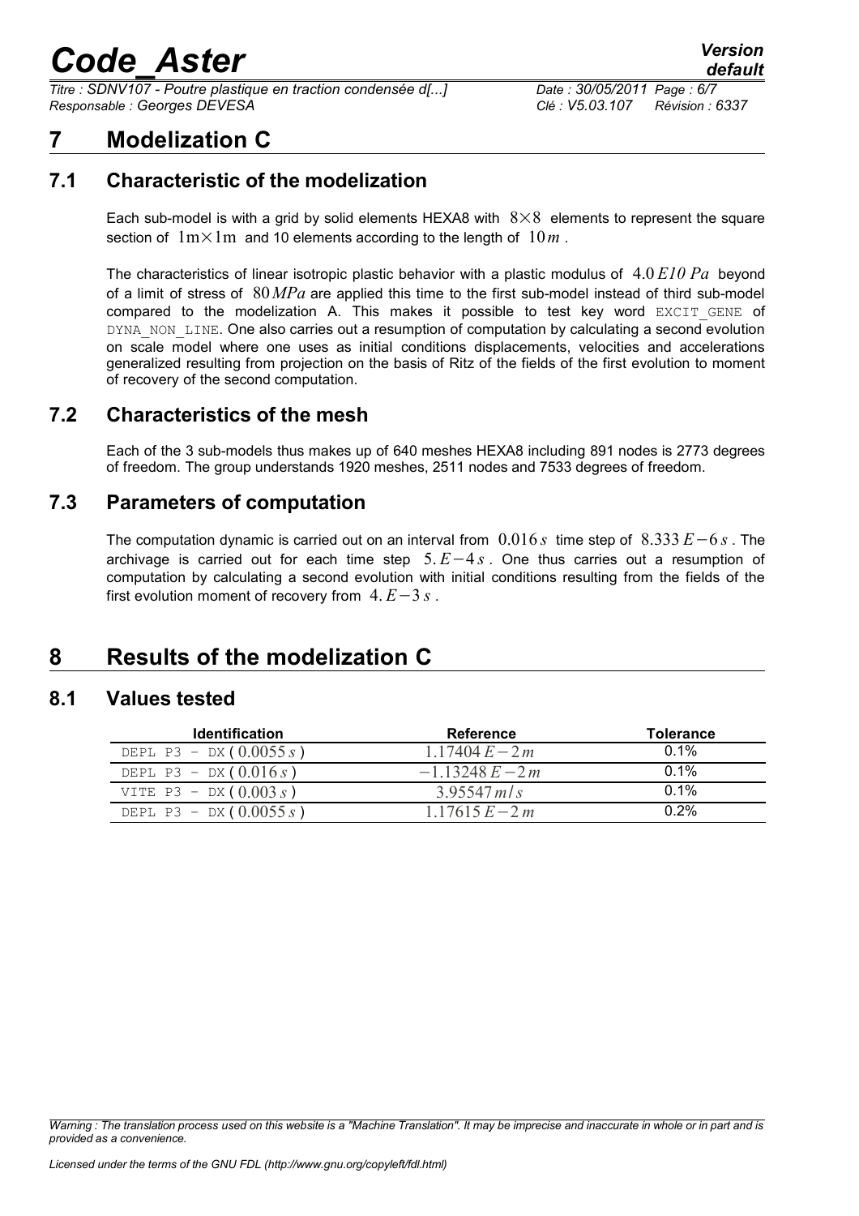# 7 Modelization C

## 7.1 Characteristic of the modelization

Each sub-model is with a grid by solid elements HEXA8 with $8 \times 8$ elements to represent the square section of $1\text{m} \times 1\text{m}$ and 10 elements according to the length of $10\,m$.

The characteristics of linear isotropic plastic behavior with a plastic modulus of $4.0\,E10\,Pa$ beyond of a limit of stress of $80\,MPa$ are applied this time to the first sub-model instead of third sub-model compared to the modelization A. This makes it possible to test key word EXCIT_GENE of DYNA_NON_LINE. One also carries out a resumption of computation by calculating a second evolution on scale model where one uses as initial conditions displacements, velocities and accelerations generalized resulting from projection on the basis of Ritz of the fields of the first evolution to moment of recovery of the second computation.

## 7.2 Characteristics of the mesh

Each of the 3 sub-models thus makes up of 640 meshes HEXA8 including 891 nodes is 2773 degrees of freedom. The group understands 1920 meshes, 2511 nodes and 7533 degrees of freedom.

## 7.3 Parameters of computation

The computation dynamic is carried out on an interval from $0.016\,s$ time step of $8.333\,E-6\,s$. The archivage is carried out for each time step $5.\,E-4\,s$. One thus carries out a resumption of computation by calculating a second evolution with initial conditions resulting from the fields of the first evolution moment of recovery from $4.\,E-3\,s$.

# 8 Results of the modelization C

## 8.1 Values tested

| Identification | Reference | Tolerance |
|---|---|---|
| DEPL P3 – DX ( $0.0055\,s$ ) | $1.17404\,E-2\,m$ | 0.1% |
| DEPL P3 – DX ( $0.016\,s$ ) | $-1.13248\,E-2\,m$ | 0.1% |
| VITE P3 – DX ( $0.003\,s$ ) | $3.95547\,m/s$ | 0.1% |
| DEPL P3 – DX ( $0.0055\,s$ ) | $1.17615\,E-2\,m$ | 0.2% |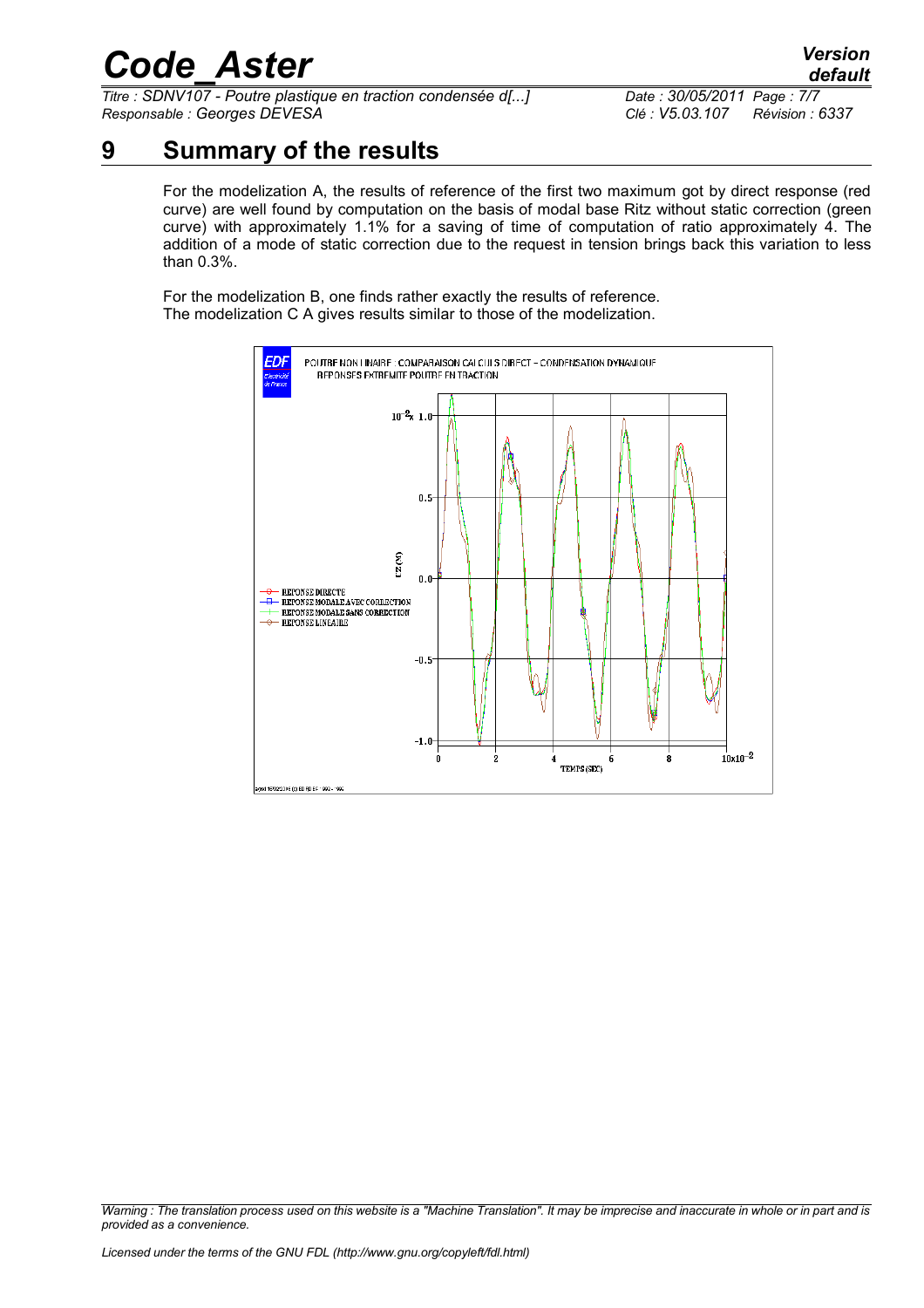# 9 Summary of the results

For the modelization A, the results of reference of the first two maximum got by direct response (red curve) are well found by computation on the basis of modal base Ritz without static correction (green curve) with approximately 1.1% for a saving of time of computation of ratio approximately 4. The addition of a mode of static correction due to the request in tension brings back this variation to less than 0.3%.

For the modelization B, one finds rather exactly the results of reference.
The modelization C A gives results similar to those of the modelization.

POUTRE NON LINAIRE : COMPARAISON CALCULS DIRECT – CONDENSATION DYNAMIQUE
REPONSES EXTREMITE POUTRE EN TRACTION

REPONSE DIRECTE
REPONSE MODALE AVEC CORRECTION
REPONSE MODALE SANS CORRECTION
REPONSE LINEAIRE

DZ (M)
$10^{-2}$ x 1.0
0.5
0.0
-0.5
-1.0

0
2
4
6
8
$10 \times 10^{-2}$
TEMPS (SEC)